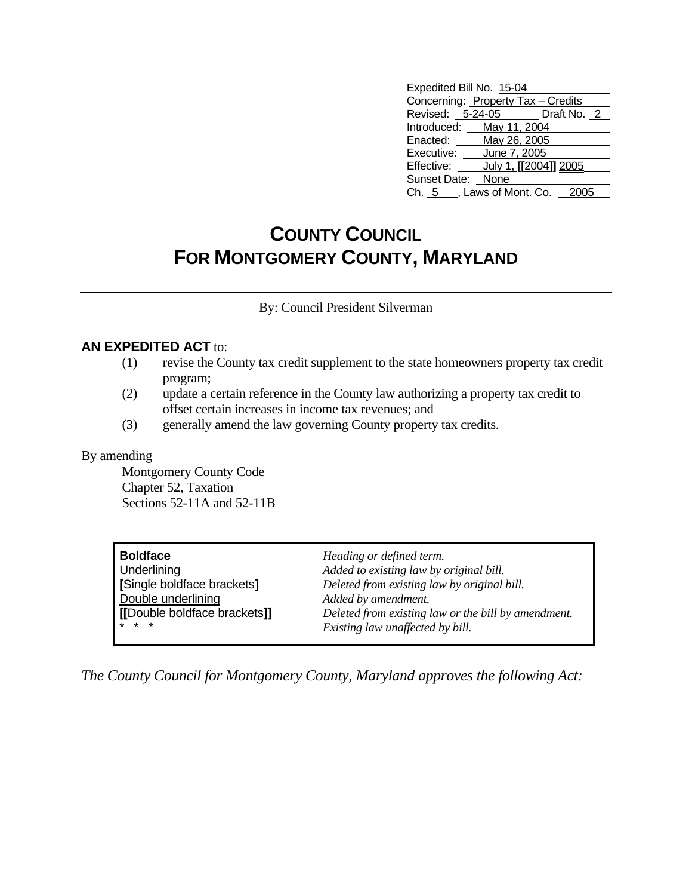Expedited Bill No. 15-04
Concerning: Property Tax – Credits
Revised: 5-24-05 Draft No. 2
Introduced: May 11, 2004
Enacted: May 26, 2005
Executive: June 7, 2005
Effective: July 1, **[[**2004**]]** 2005
Sunset Date: None
Ch. 5 , Laws of Mont. Co. 2005

# COUNTY COUNCIL FOR MONTGOMERY COUNTY, MARYLAND

By: Council President Silverman

**AN EXPEDITED ACT** to:

(1) revise the County tax credit supplement to the state homeowners property tax credit program;
(2) update a certain reference in the County law authorizing a property tax credit to offset certain increases in income tax revenues; and
(3) generally amend the law governing County property tax credits.

By amending
Montgomery County Code
Chapter 52, Taxation
Sections 52-11A and 52-11B

| | |
|---|---|
| **Boldface** | *Heading or defined term.* |
| Underlining | *Added to existing law by original bill.* |
| **[**Single boldface brackets**]** | *Deleted from existing law by original bill.* |
| Double underlining | *Added by amendment.* |
| **[[**Double boldface brackets**]]** | *Deleted from existing law or the bill by amendment.* |
| * * * | *Existing law unaffected by bill.* |

*The County Council for Montgomery County, Maryland approves the following Act:*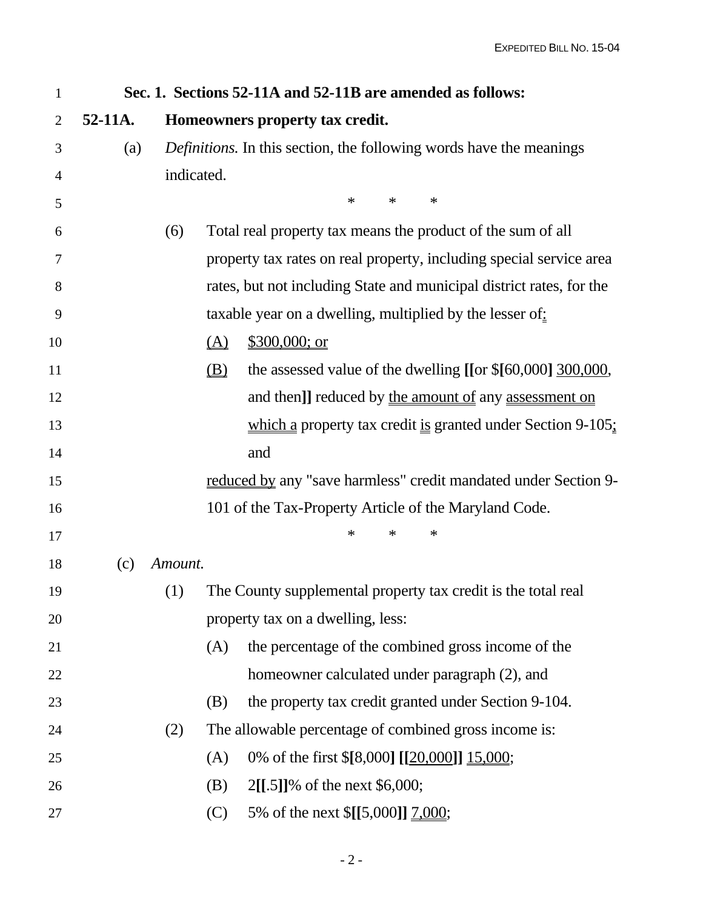**Sec. 1. Sections 52-11A and 52-11B are amended as follows:**

**52-11A. Homeowners property tax credit.**

(a) *Definitions.* In this section, the following words have the meanings indicated.

\* \* \*

(6) Total real property tax means the product of the sum of all property tax rates on real property, including special service area rates, but not including State and municipal district rates, for the taxable year on a dwelling, multiplied by the lesser of:

(A) $300,000; or

(B) the assessed value of the dwelling [[or $[60,000] 300,000, and then]] reduced by the amount of any assessment on which a property tax credit is granted under Section 9-105; and

reduced by any "save harmless" credit mandated under Section 9-101 of the Tax-Property Article of the Maryland Code.

\* \* \*

(c) *Amount.*

(1) The County supplemental property tax credit is the total real property tax on a dwelling, less:

(A) the percentage of the combined gross income of the homeowner calculated under paragraph (2), and

(B) the property tax credit granted under Section 9-104.

(2) The allowable percentage of combined gross income is:

(A) 0% of the first $[8,000] [[20,000]] 15,000;

(B) 2[[.5]]% of the next $6,000;

(C) 5% of the next $[[5,000]] 7,000;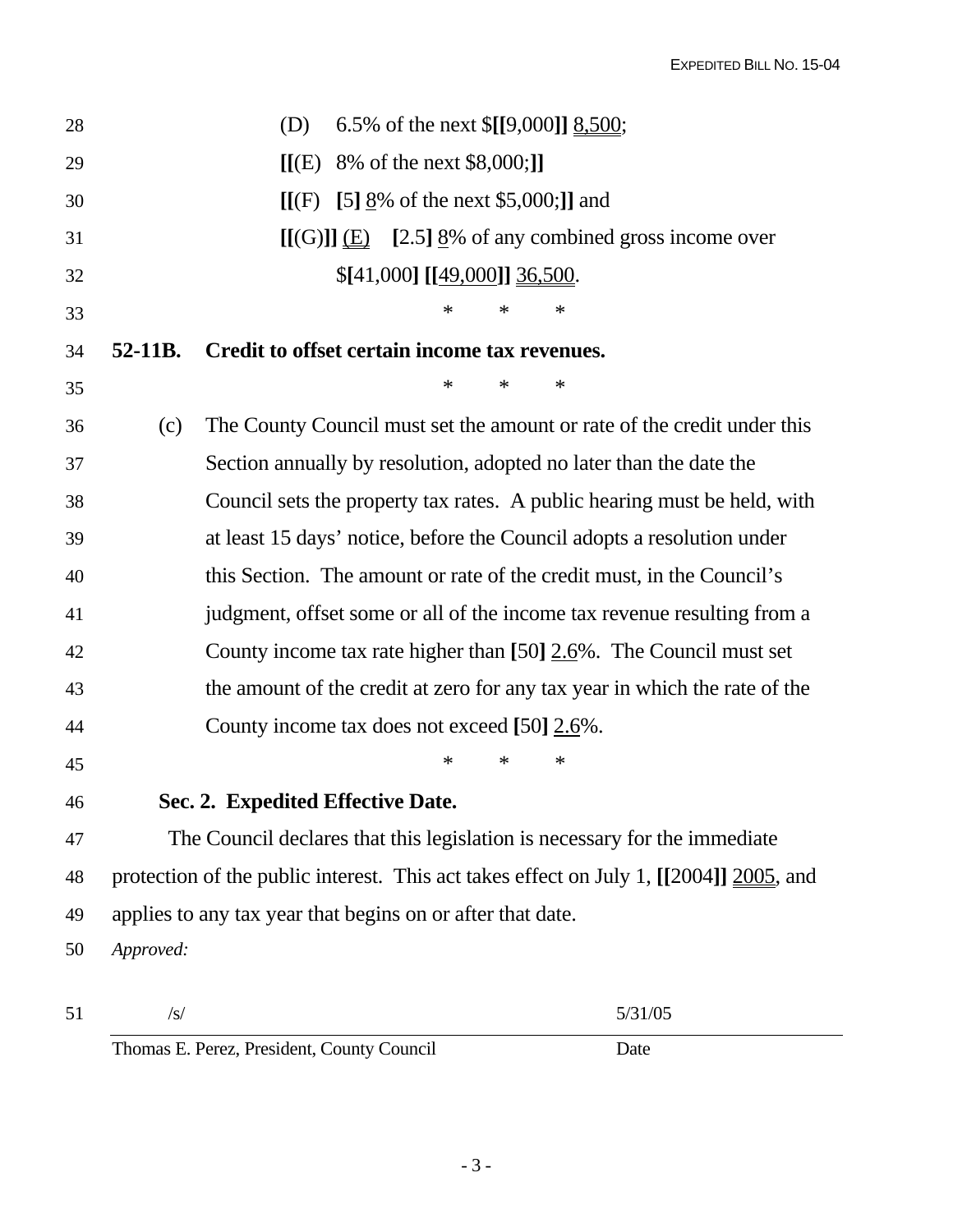(D) 6.5% of the next $[[9,000]] 8,500;

[[(E) 8% of the next $8,000;]]

[[(F) [5] 8% of the next $5,000;]] and

[[(G)]] (E) [2.5] 8% of any combined gross income over $[41,000] [[49,000]] 36,500.

\* \* \*

**52-11B. Credit to offset certain income tax revenues.**

\* \* \*

(c) The County Council must set the amount or rate of the credit under this Section annually by resolution, adopted no later than the date the Council sets the property tax rates. A public hearing must be held, with at least 15 days' notice, before the Council adopts a resolution under this Section. The amount or rate of the credit must, in the Council's judgment, offset some or all of the income tax revenue resulting from a County income tax rate higher than [50] 2.6%. The Council must set the amount of the credit at zero for any tax year in which the rate of the County income tax does not exceed [50] 2.6%.

\* \* \*

**Sec. 2. Expedited Effective Date.**

The Council declares that this legislation is necessary for the immediate protection of the public interest. This act takes effect on July 1, [[2004]] 2005, and applies to any tax year that begins on or after that date.

*Approved:*

/s/ — 5/31/05

Thomas E. Perez, President, County Council — Date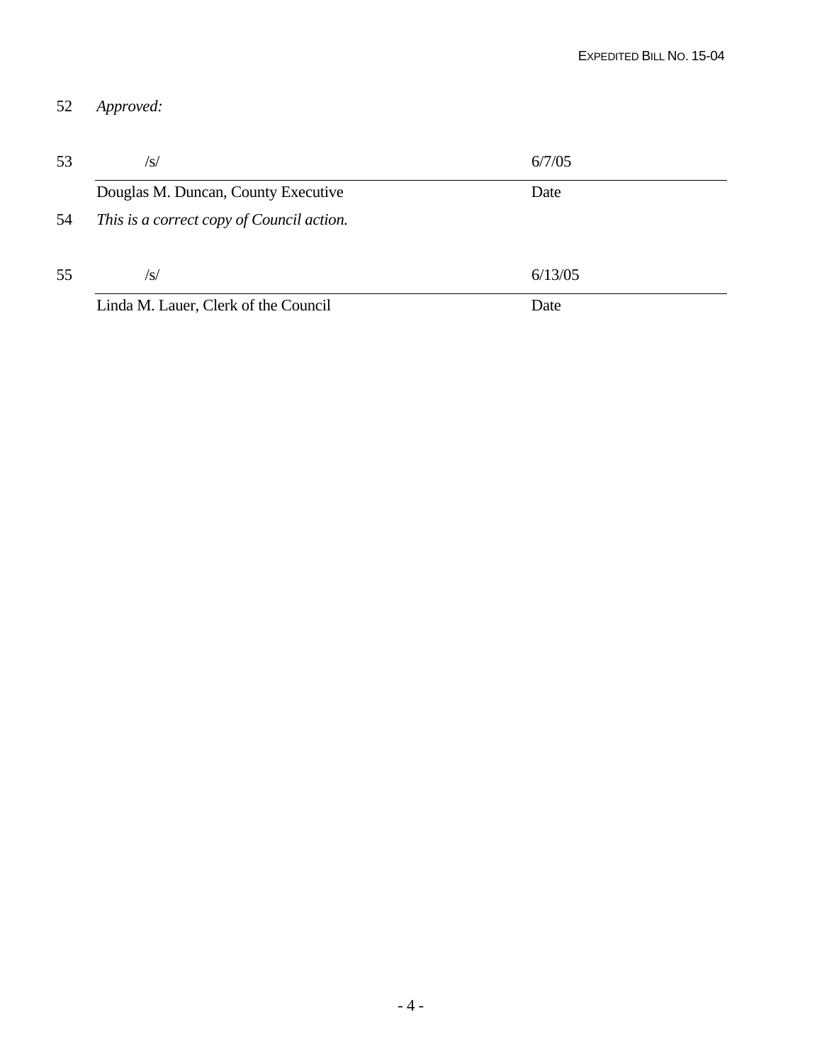52 *Approved:*

53 /s/ 6/7/05

Douglas M. Duncan, County Executive Date

54 *This is a correct copy of Council action.*

55 /s/ 6/13/05

Linda M. Lauer, Clerk of the Council Date